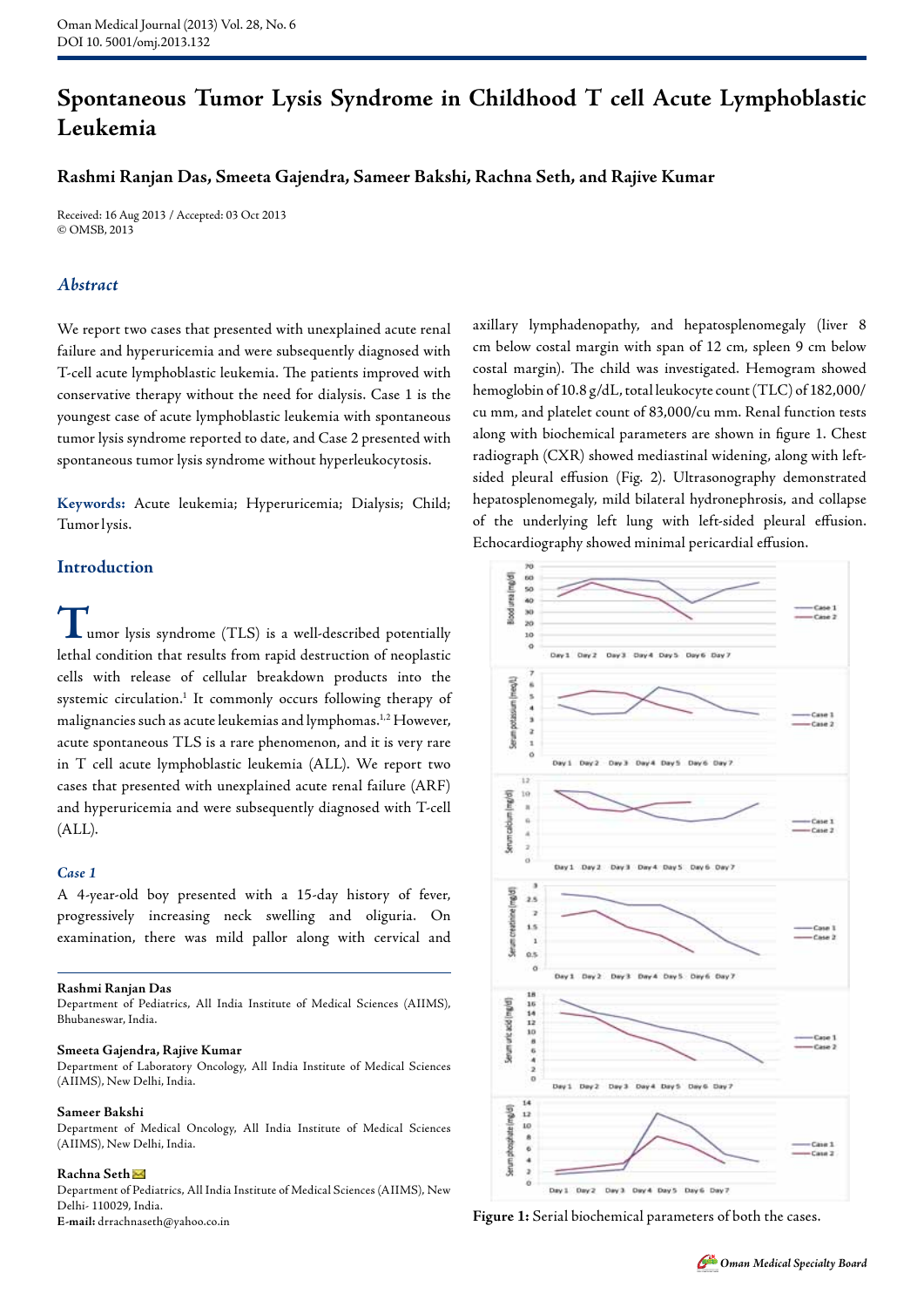// Spontaneous Tumor Lysis Syndrome in Childhood T cell Acute Lymphoblastic Leukemia

**Rashmi Ranjan Das, Smeeta Gajendra, Sameer Bakshi, Rachna Seth, and Rajive Kumar**

Received: 16 Aug 2013 / Accepted: 03 Oct 2013
© OMSB, 2013

## Abstract

We report two cases that presented with unexplained acute renal failure and hyperuricemia and were subsequently diagnosed with T-cell acute lymphoblastic leukemia. The patients improved with conservative therapy without the need for dialysis. Case 1 is the youngest case of acute lymphoblastic leukemia with spontaneous tumor lysis syndrome reported to date, and Case 2 presented with spontaneous tumor lysis syndrome without hyperleukocytosis.

**Keywords:** Acute leukemia; Hyperuricemia; Dialysis; Child; Tumor lysis.

## Introduction

Tumor lysis syndrome (TLS) is a well-described potentially lethal condition that results from rapid destruction of neoplastic cells with release of cellular breakdown products into the systemic circulation.[1] It commonly occurs following therapy of malignancies such as acute leukemias and lymphomas.[1,2] However, acute spontaneous TLS is a rare phenomenon, and it is very rare in T cell acute lymphoblastic leukemia (ALL). We report two cases that presented with unexplained acute renal failure (ARF) and hyperuricemia and were subsequently diagnosed with T-cell (ALL).

### Case 1

A 4-year-old boy presented with a 15-day history of fever, progressively increasing neck swelling and oliguria. On examination, there was mild pallor along with cervical and axillary lymphadenopathy, and hepatosplenomegaly (liver 8 cm below costal margin with span of 12 cm, spleen 9 cm below costal margin). The child was investigated. Hemogram showed hemoglobin of 10.8 g/dL, total leukocyte count (TLC) of 182,000/cu mm, and platelet count of 83,000/cu mm. Renal function tests along with biochemical parameters are shown in figure 1. Chest radiograph (CXR) showed mediastinal widening, along with left-sided pleural effusion (Fig. 2). Ultrasonography demonstrated hepatosplenomegaly, mild bilateral hydronephrosis, and collapse of the underlying left lung with left-sided pleural effusion. Echocardiography showed minimal pericardial effusion.

**Figure 1:** Serial biochemical parameters of both the cases.

**Rashmi Ranjan Das**
Department of Pediatrics, All India Institute of Medical Sciences (AIIMS), Bhubaneswar, India.

**Smeeta Gajendra, Rajive Kumar**
Department of Laboratory Oncology, All India Institute of Medical Sciences (AIIMS), New Delhi, India.

**Sameer Bakshi**
Department of Medical Oncology, All India Institute of Medical Sciences (AIIMS), New Delhi, India.

**Rachna Seth**
Department of Pediatrics, All India Institute of Medical Sciences (AIIMS), New Delhi- 110029, India.
**E-mail:** drrachnaseth@yahoo.co.in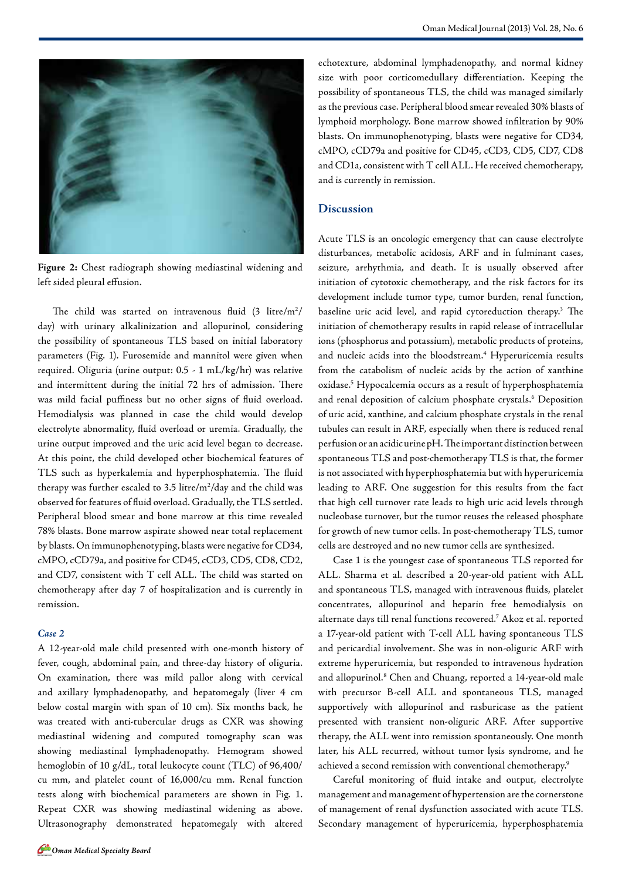Figure 2: Chest radiograph showing mediastinal widening and left sided pleural effusion.

The child was started on intravenous fluid (3 litre/$m^2$/day) with urinary alkalinization and allopurinol, considering the possibility of spontaneous TLS based on initial laboratory parameters (Fig. 1). Furosemide and mannitol were given when required. Oliguria (urine output: 0.5 - 1 mL/kg/hr) was relative and intermittent during the initial 72 hrs of admission. There was mild facial puffiness but no other signs of fluid overload. Hemodialysis was planned in case the child would develop electrolyte abnormality, fluid overload or uremia. Gradually, the urine output improved and the uric acid level began to decrease. At this point, the child developed other biochemical features of TLS such as hyperkalemia and hyperphosphatemia. The fluid therapy was further escaled to 3.5 litre/$m^2$/day and the child was observed for features of fluid overload. Gradually, the TLS settled. Peripheral blood smear and bone marrow at this time revealed 78% blasts. Bone marrow aspirate showed near total replacement by blasts. On immunophenotyping, blasts were negative for CD34, cMPO, cCD79a, and positive for CD45, cCD3, CD5, CD8, CD2, and CD7, consistent with T cell ALL. The child was started on chemotherapy after day 7 of hospitalization and is currently in remission.

### Case 2

A 12-year-old male child presented with one-month history of fever, cough, abdominal pain, and three-day history of oliguria. On examination, there was mild pallor along with cervical and axillary lymphadenopathy, and hepatomegaly (liver 4 cm below costal margin with span of 10 cm). Six months back, he was treated with anti-tubercular drugs as CXR was showing mediastinal widening and computed tomography scan was showing mediastinal lymphadenopathy. Hemogram showed hemoglobin of 10 g/dL, total leukocyte count (TLC) of 96,400/cu mm, and platelet count of 16,000/cu mm. Renal function tests along with biochemical parameters are shown in Fig. 1. Repeat CXR was showing mediastinal widening as above. Ultrasonography demonstrated hepatomegaly with altered echotexture, abdominal lymphadenopathy, and normal kidney size with poor corticomedullary differentiation. Keeping the possibility of spontaneous TLS, the child was managed similarly as the previous case. Peripheral blood smear revealed 30% blasts of lymphoid morphology. Bone marrow showed infiltration by 90% blasts. On immunophenotyping, blasts were negative for CD34, cMPO, cCD79a and positive for CD45, cCD3, CD5, CD7, CD8 and CD1a, consistent with T cell ALL. He received chemotherapy, and is currently in remission.

## Discussion

Acute TLS is an oncologic emergency that can cause electrolyte disturbances, metabolic acidosis, ARF and in fulminant cases, seizure, arrhythmia, and death. It is usually observed after initiation of cytotoxic chemotherapy, and the risk factors for its development include tumor type, tumor burden, renal function, baseline uric acid level, and rapid cytoreduction therapy.[3] The initiation of chemotherapy results in rapid release of intracellular ions (phosphorus and potassium), metabolic products of proteins, and nucleic acids into the bloodstream.[4] Hyperuricemia results from the catabolism of nucleic acids by the action of xanthine oxidase.[5] Hypocalcemia occurs as a result of hyperphosphatemia and renal deposition of calcium phosphate crystals.[6] Deposition of uric acid, xanthine, and calcium phosphate crystals in the renal tubules can result in ARF, especially when there is reduced renal perfusion or an acidic urine pH. The important distinction between spontaneous TLS and post-chemotherapy TLS is that, the former is not associated with hyperphosphatemia but with hyperuricemia leading to ARF. One suggestion for this results from the fact that high cell turnover rate leads to high uric acid levels through nucleobase turnover, but the tumor reuses the released phosphate for growth of new tumor cells. In post-chemotherapy TLS, tumor cells are destroyed and no new tumor cells are synthesized.

Case 1 is the youngest case of spontaneous TLS reported for ALL. Sharma et al. described a 20-year-old patient with ALL and spontaneous TLS, managed with intravenous fluids, platelet concentrates, allopurinol and heparin free hemodialysis on alternate days till renal functions recovered.[7] Akoz et al. reported a 17-year-old patient with T-cell ALL having spontaneous TLS and pericardial involvement. She was in non-oliguric ARF with extreme hyperuricemia, but responded to intravenous hydration and allopurinol.[8] Chen and Chuang, reported a 14-year-old male with precursor B-cell ALL and spontaneous TLS, managed supportively with allopurinol and rasburicase as the patient presented with transient non-oliguric ARF. After supportive therapy, the ALL went into remission spontaneously. One month later, his ALL recurred, without tumor lysis syndrome, and he achieved a second remission with conventional chemotherapy.[9]

Careful monitoring of fluid intake and output, electrolyte management and management of hypertension are the cornerstone of management of renal dysfunction associated with acute TLS. Secondary management of hyperuricemia, hyperphosphatemia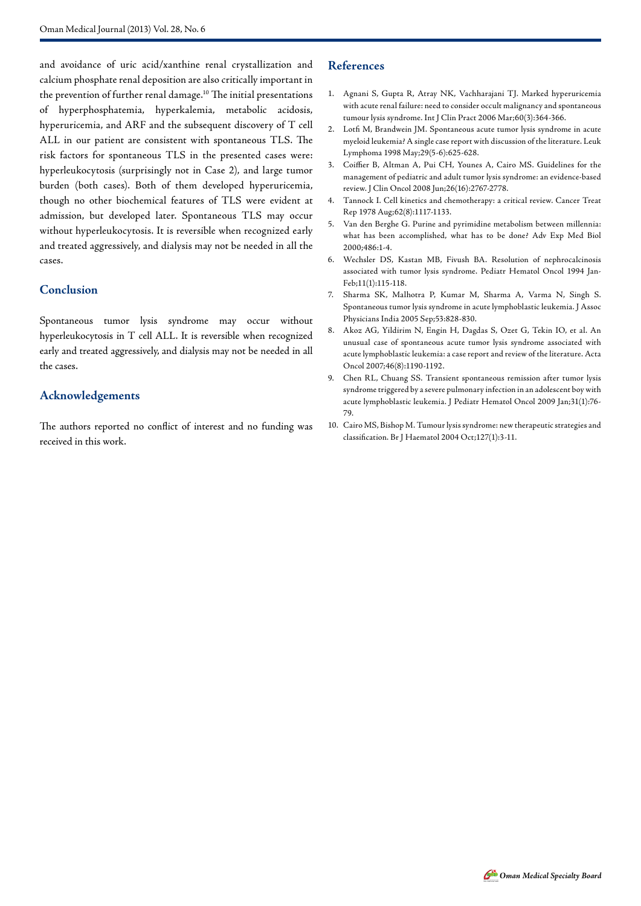and avoidance of uric acid/xanthine renal crystallization and calcium phosphate renal deposition are also critically important in the prevention of further renal damage.[10] The initial presentations of hyperphosphatemia, hyperkalemia, metabolic acidosis, hyperuricemia, and ARF and the subsequent discovery of T cell ALL in our patient are consistent with spontaneous TLS. The risk factors for spontaneous TLS in the presented cases were: hyperleukocytosis (surprisingly not in Case 2), and large tumor burden (both cases). Both of them developed hyperuricemia, though no other biochemical features of TLS were evident at admission, but developed later. Spontaneous TLS may occur without hyperleukocytosis. It is reversible when recognized early and treated aggressively, and dialysis may not be needed in all the cases.

## Conclusion

Spontaneous tumor lysis syndrome may occur without hyperleukocytosis in T cell ALL. It is reversible when recognized early and treated aggressively, and dialysis may not be needed in all the cases.

## Acknowledgements

The authors reported no conflict of interest and no funding was received in this work.

## References

1. Agnani S, Gupta R, Atray NK, Vachharajani TJ. Marked hyperuricemia with acute renal failure: need to consider occult malignancy and spontaneous tumour lysis syndrome. Int J Clin Pract 2006 Mar;60(3):364-366.
2. Lotfi M, Brandwein JM. Spontaneous acute tumor lysis syndrome in acute myeloid leukemia? A single case report with discussion of the literature. Leuk Lymphoma 1998 May;29(5-6):625-628.
3. Coiffier B, Altman A, Pui CH, Younes A, Cairo MS. Guidelines for the management of pediatric and adult tumor lysis syndrome: an evidence-based review. J Clin Oncol 2008 Jun;26(16):2767-2778.
4. Tannock I. Cell kinetics and chemotherapy: a critical review. Cancer Treat Rep 1978 Aug;62(8):1117-1133.
5. Van den Berghe G. Purine and pyrimidine metabolism between millennia: what has been accomplished, what has to be done? Adv Exp Med Biol 2000;486:1-4.
6. Wechsler DS, Kastan MB, Fivush BA. Resolution of nephrocalcinosis associated with tumor lysis syndrome. Pediatr Hematol Oncol 1994 Jan-Feb;11(1):115-118.
7. Sharma SK, Malhotra P, Kumar M, Sharma A, Varma N, Singh S. Spontaneous tumor lysis syndrome in acute lymphoblastic leukemia. J Assoc Physicians India 2005 Sep;53:828-830.
8. Akoz AG, Yildirim N, Engin H, Dagdas S, Ozet G, Tekin IO, et al. An unusual case of spontaneous acute tumor lysis syndrome associated with acute lymphoblastic leukemia: a case report and review of the literature. Acta Oncol 2007;46(8):1190-1192.
9. Chen RL, Chuang SS. Transient spontaneous remission after tumor lysis syndrome triggered by a severe pulmonary infection in an adolescent boy with acute lymphoblastic leukemia. J Pediatr Hematol Oncol 2009 Jan;31(1):76-79.
10. Cairo MS, Bishop M. Tumour lysis syndrome: new therapeutic strategies and classification. Br J Haematol 2004 Oct;127(1):3-11.